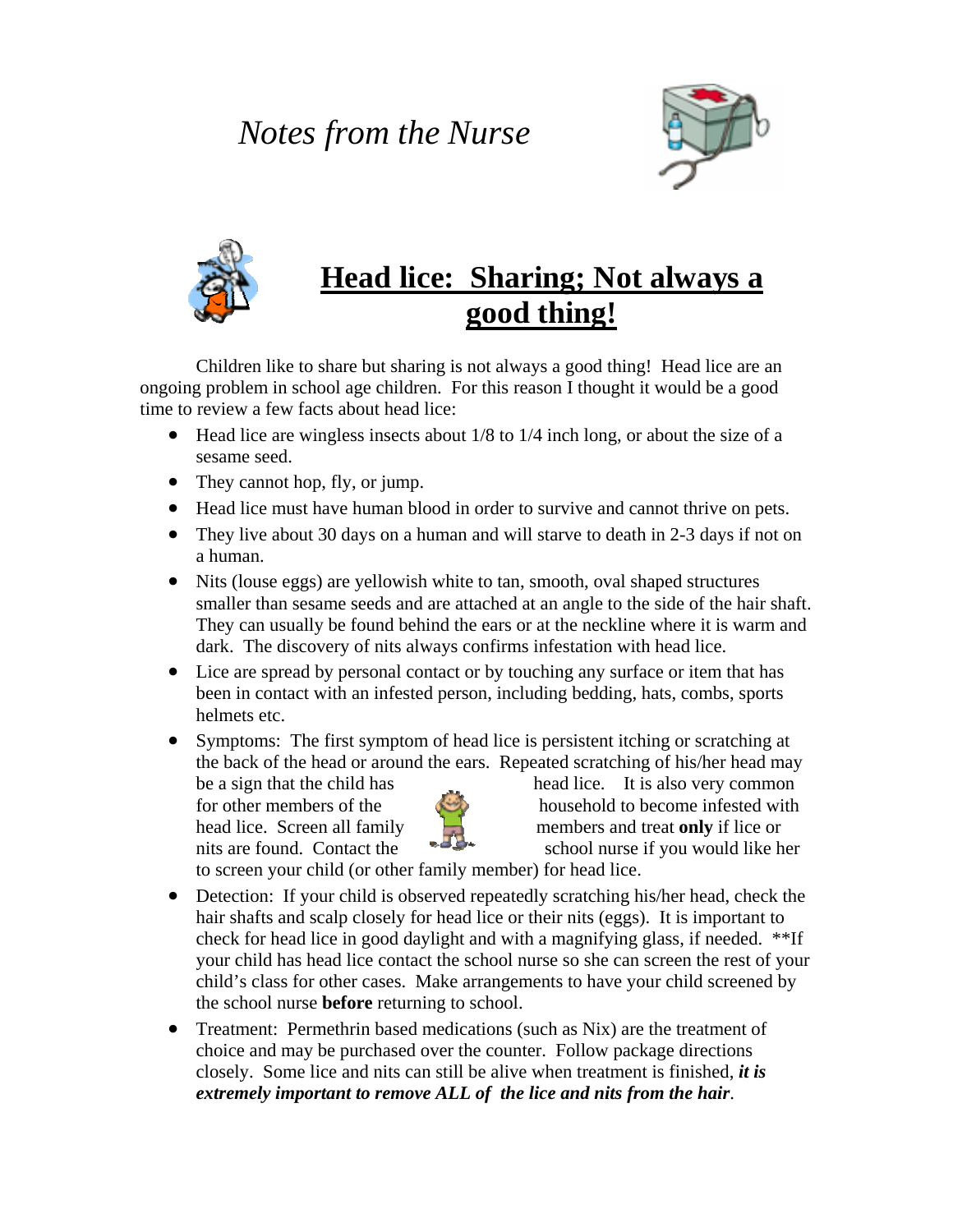# *Notes from the Nurse*

## <u>Head lice: Sharing; Not always a good thing!</u>

Children like to share but sharing is not always a good thing! Head lice are an ongoing problem in school age children. For this reason I thought it would be a good time to review a few facts about head lice:

- Head lice are wingless insects about 1/8 to 1/4 inch long, or about the size of a sesame seed.
- They cannot hop, fly, or jump.
- Head lice must have human blood in order to survive and cannot thrive on pets.
- They live about 30 days on a human and will starve to death in 2-3 days if not on a human.
- Nits (louse eggs) are yellowish white to tan, smooth, oval shaped structures smaller than sesame seeds and are attached at an angle to the side of the hair shaft. They can usually be found behind the ears or at the neckline where it is warm and dark. The discovery of nits always confirms infestation with head lice.
- Lice are spread by personal contact or by touching any surface or item that has been in contact with an infested person, including bedding, hats, combs, sports helmets etc.
- Symptoms: The first symptom of head lice is persistent itching or scratching at the back of the head or around the ears. Repeated scratching of his/her head may be a sign that the child has head lice. It is also very common for other members of the household to become infested with head lice. Screen all family members and treat **only** if lice or nits are found. Contact the school nurse if you would like her to screen your child (or other family member) for head lice.
- Detection: If your child is observed repeatedly scratching his/her head, check the hair shafts and scalp closely for head lice or their nits (eggs). It is important to check for head lice in good daylight and with a magnifying glass, if needed. **If your child has head lice contact the school nurse so she can screen the rest of your child's class for other cases. Make arrangements to have your child screened by the school nurse **before** returning to school.
- Treatment: Permethrin based medications (such as Nix) are the treatment of choice and may be purchased over the counter. Follow package directions closely. Some lice and nits can still be alive when treatment is finished, ***it is extremely important to remove ALL of the lice and nits from the hair***.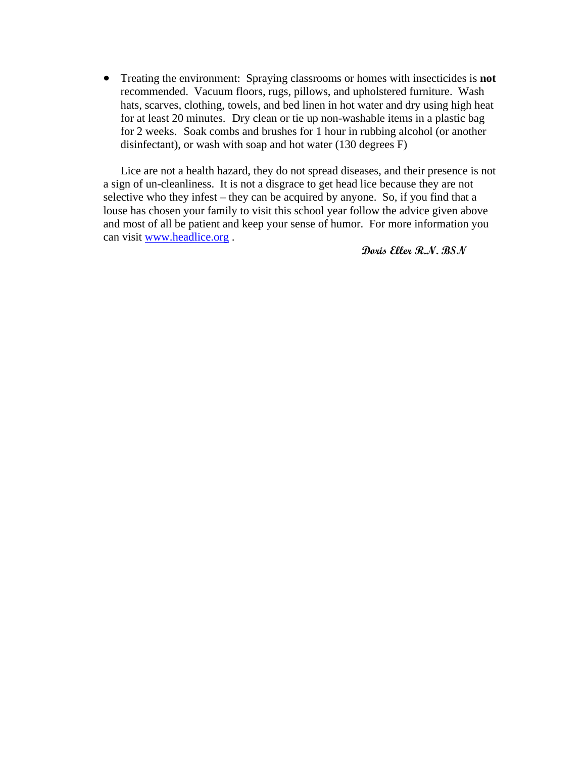- Treating the environment: Spraying classrooms or homes with insecticides is **not** recommended. Vacuum floors, rugs, pillows, and upholstered furniture. Wash hats, scarves, clothing, towels, and bed linen in hot water and dry using high heat for at least 20 minutes. Dry clean or tie up non-washable items in a plastic bag for 2 weeks. Soak combs and brushes for 1 hour in rubbing alcohol (or another disinfectant), or wash with soap and hot water (130 degrees F)

Lice are not a health hazard, they do not spread diseases, and their presence is not a sign of un-cleanliness. It is not a disgrace to get head lice because they are not selective who they infest – they can be acquired by anyone. So, if you find that a louse has chosen your family to visit this school year follow the advice given above and most of all be patient and keep your sense of humor. For more information you can visit [www.headlice.org](http://www.headlice.org) .

**Doris Eller R.N. BSN**